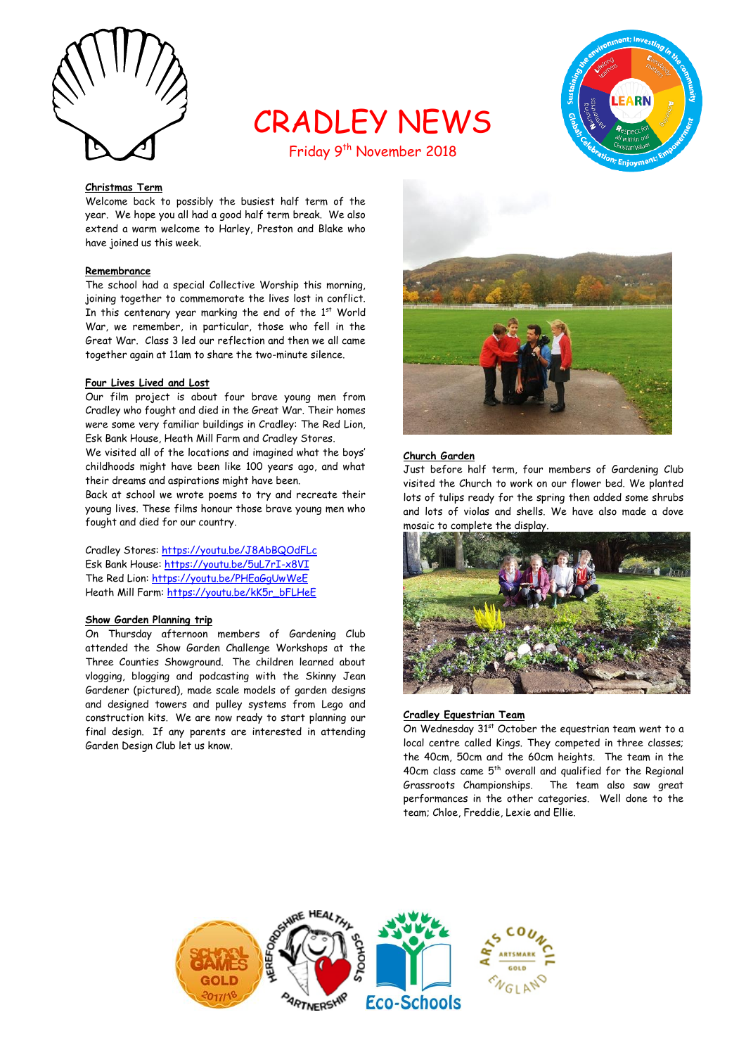# CRADLEY NEWS

Friday 9th November 2018

### Christmas Term

Welcome back to possibly the busiest half term of the year. We hope you all had a good half term break. We also extend a warm welcome to Harley, Preston and Blake who have joined us this week.

### Remembrance

The school had a special Collective Worship this morning, joining together to commemorate the lives lost in conflict. In this centenary year marking the end of the 1st World War, we remember, in particular, those who fell in the Great War. Class 3 led our reflection and then we all came together again at 11am to share the two-minute silence.

### Four Lives Lived and Lost

Our film project is about four brave young men from Cradley who fought and died in the Great War. Their homes were some very familiar buildings in Cradley: The Red Lion, Esk Bank House, Heath Mill Farm and Cradley Stores.

We visited all of the locations and imagined what the boys' childhoods might have been like 100 years ago, and what their dreams and aspirations might have been.

Back at school we wrote poems to try and recreate their young lives. These films honour those brave young men who fought and died for our country.

Cradley Stores: https://youtu.be/J8AbBQOdFLc
Esk Bank House: https://youtu.be/5uL7rI-x8VI
The Red Lion: https://youtu.be/PHEaGgUwWeE
Heath Mill Farm: https://youtu.be/kK5r_bFLHeE

### Show Garden Planning trip

On Thursday afternoon members of Gardening Club attended the Show Garden Challenge Workshops at the Three Counties Showground. The children learned about vlogging, blogging and podcasting with the Skinny Jean Gardener (pictured), made scale models of garden designs and designed towers and pulley systems from Lego and construction kits. We are now ready to start planning our final design. If any parents are interested in attending Garden Design Club let us know.

### Church Garden

Just before half term, four members of Gardening Club visited the Church to work on our flower bed. We planted lots of tulips ready for the spring then added some shrubs and lots of violas and shells. We have also made a dove mosaic to complete the display.

### Cradley Equestrian Team

On Wednesday 31st October the equestrian team went to a local centre called Kings. They competed in three classes; the 40cm, 50cm and the 60cm heights. The team in the 40cm class came 5th overall and qualified for the Regional Grassroots Championships. The team also saw great performances in the other categories. Well done to the team; Chloe, Freddie, Lexie and Ellie.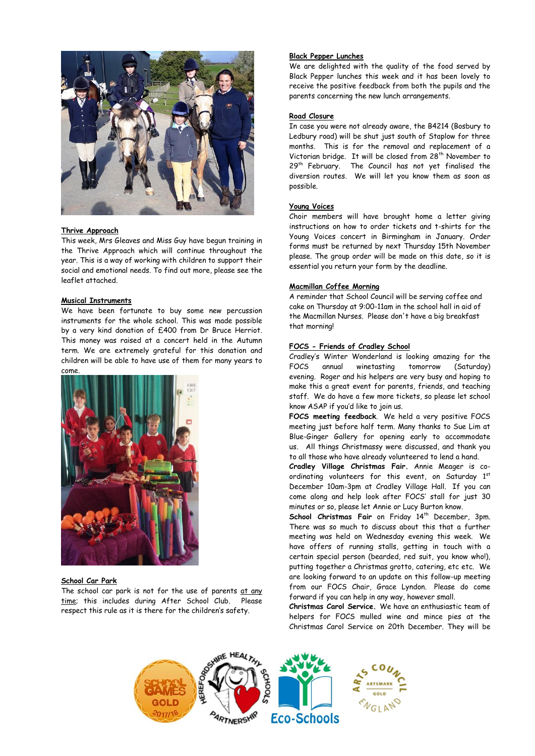### Thrive Approach

This week, Mrs Gleaves and Miss Guy have begun training in the Thrive Approach which will continue throughout the year. This is a way of working with children to support their social and emotional needs. To find out more, please see the leaflet attached.

### Musical Instruments

We have been fortunate to buy some new percussion instruments for the whole school. This was made possible by a very kind donation of £400 from Dr Bruce Herriot. This money was raised at a concert held in the Autumn term. We are extremely grateful for this donation and children will be able to have use of them for many years to come.

### School Car Park

The school car park is not for the use of parents at any time; this includes during After School Club. Please respect this rule as it is there for the children's safety.

### Black Pepper Lunches

We are delighted with the quality of the food served by Black Pepper lunches this week and it has been lovely to receive the positive feedback from both the pupils and the parents concerning the new lunch arrangements.

### Road Closure

In case you were not already aware, the B4214 (Bosbury to Ledbury road) will be shut just south of Staplow for three months. This is for the removal and replacement of a Victorian bridge. It will be closed from 28th November to 29th February. The Council has not yet finalised the diversion routes. We will let you know them as soon as possible.

### Young Voices

Choir members will have brought home a letter giving instructions on how to order tickets and t-shirts for the Young Voices concert in Birmingham in January. Order forms must be returned by next Thursday 15th November please. The group order will be made on this date, so it is essential you return your form by the deadline.

### Macmillan Coffee Morning

A reminder that School Council will be serving coffee and cake on Thursday at 9:00-11am in the school hall in aid of the Macmillan Nurses. Please don't have a big breakfast that morning!

### FOCS - Friends of Cradley School

Cradley's Winter Wonderland is looking amazing for the FOCS annual winetasting tomorrow (Saturday) evening. Roger and his helpers are very busy and hoping to make this a great event for parents, friends, and teaching staff. We do have a few more tickets, so please let school know ASAP if you'd like to join us.

**FOCS meeting feedback**. We held a very positive FOCS meeting just before half term. Many thanks to Sue Lim at Blue-Ginger Gallery for opening early to accommodate us. All things Christmassy were discussed, and thank you to all those who have already volunteered to lend a hand.

**Cradley Village Christmas Fair.** Annie Meager is co-ordinating volunteers for this event, on Saturday 1st December 10am-3pm at Cradley Village Hall. If you can come along and help look after FOCS' stall for just 30 minutes or so, please let Annie or Lucy Burton know.

**School Christmas Fair** on Friday 14th December, 3pm. There was so much to discuss about this that a further meeting was held on Wednesday evening this week. We have offers of running stalls, getting in touch with a certain special person (bearded, red suit, you know who!), putting together a Christmas grotto, catering, etc etc. We are looking forward to an update on this follow-up meeting from our FOCS Chair, Grace Lyndon. Please do come forward if you can help in any way, however small.

**Christmas Carol Service.** We have an enthusiastic team of helpers for FOCS mulled wine and mince pies at the Christmas Carol Service on 20th December. They will be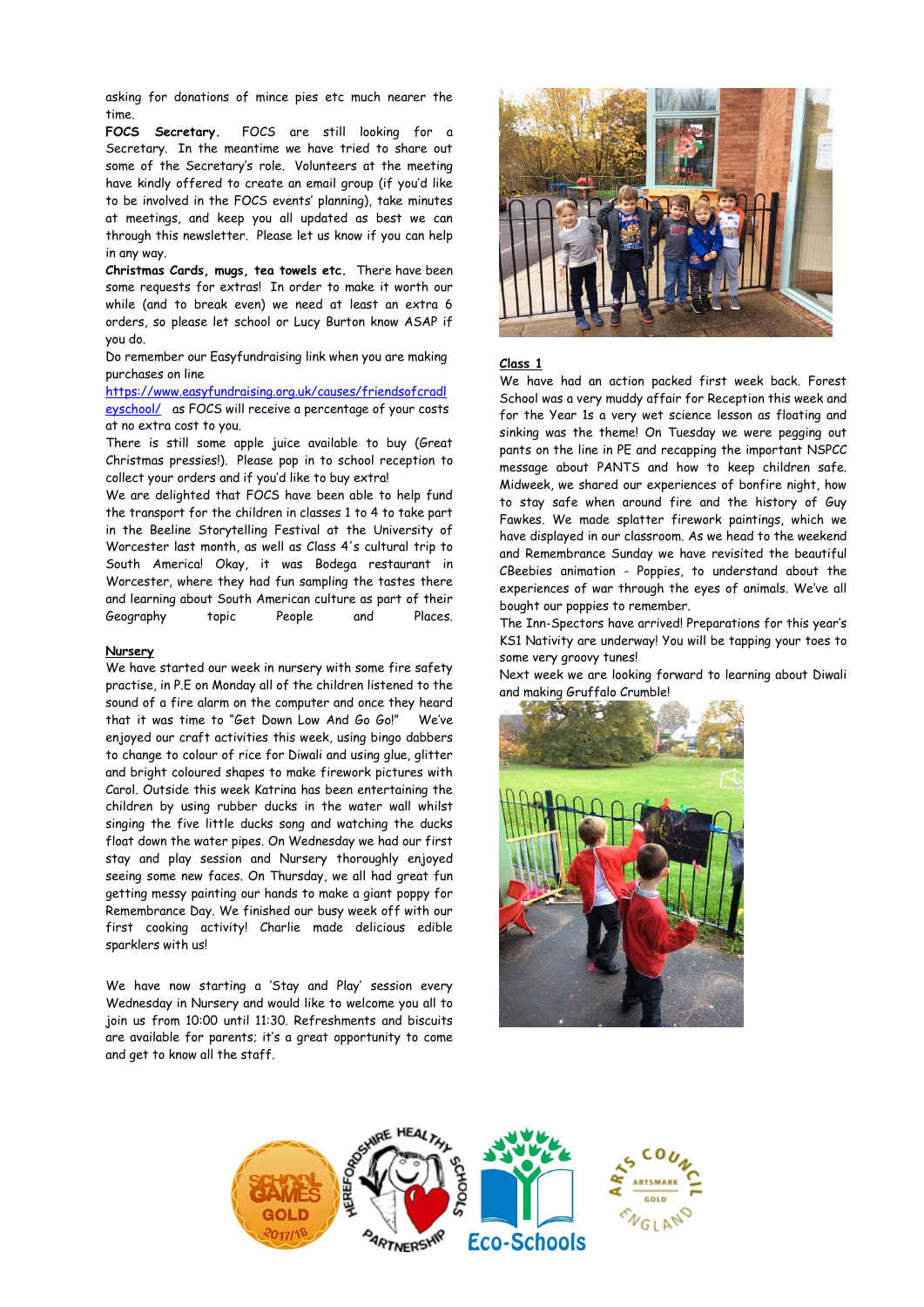asking for donations of mince pies etc much nearer the time.

**FOCS Secretary.** FOCS are still looking for a Secretary. In the meantime we have tried to share out some of the Secretary's role. Volunteers at the meeting have kindly offered to create an email group (if you'd like to be involved in the FOCS events' planning), take minutes at meetings, and keep you all updated as best we can through this newsletter. Please let us know if you can help in any way.

**Christmas Cards, mugs, tea towels etc.** There have been some requests for extras! In order to make it worth our while (and to break even) we need at least an extra 6 orders, so please let school or Lucy Burton know ASAP if you do.

Do remember our Easyfundraising link when you are making purchases on line [https://www.easyfundraising.org.uk/causes/friendsofcradleyschool/](https://www.easyfundraising.org.uk/causes/friendsofcradleyschool/) as FOCS will receive a percentage of your costs at no extra cost to you.

There is still some apple juice available to buy (Great Christmas pressies!). Please pop in to school reception to collect your orders and if you'd like to buy extra!

We are delighted that FOCS have been able to help fund the transport for the children in classes 1 to 4 to take part in the Beeline Storytelling Festival at the University of Worcester last month, as well as Class 4's cultural trip to South America! Okay, it was Bodega restaurant in Worcester, where they had fun sampling the tastes there and learning about South American culture as part of their Geography topic People and Places.

## Nursery

We have started our week in nursery with some fire safety practise, in P.E on Monday all of the children listened to the sound of a fire alarm on the computer and once they heard that it was time to "Get Down Low And Go Go!" We've enjoyed our craft activities this week, using bingo dabbers to change to colour of rice for Diwali and using glue, glitter and bright coloured shapes to make firework pictures with Carol. Outside this week Katrina has been entertaining the children by using rubber ducks in the water wall whilst singing the five little ducks song and watching the ducks float down the water pipes. On Wednesday we had our first stay and play session and Nursery thoroughly enjoyed seeing some new faces. On Thursday, we all had great fun getting messy painting our hands to make a giant poppy for Remembrance Day. We finished our busy week off with our first cooking activity! Charlie made delicious edible sparklers with us!

We have now starting a 'Stay and Play' session every Wednesday in Nursery and would like to welcome you all to join us from 10:00 until 11:30. Refreshments and biscuits are available for parents; it's a great opportunity to come and get to know all the staff.

## Class 1

We have had an action packed first week back. Forest School was a very muddy affair for Reception this week and for the Year 1s a very wet science lesson as floating and sinking was the theme! On Tuesday we were pegging out pants on the line in PE and recapping the important NSPCC message about PANTS and how to keep children safe. Midweek, we shared our experiences of bonfire night, how to stay safe when around fire and the history of Guy Fawkes. We made splatter firework paintings, which we have displayed in our classroom. As we head to the weekend and Remembrance Sunday we have revisited the beautiful CBeebies animation - Poppies, to understand about the experiences of war through the eyes of animals. We've all bought our poppies to remember.

The Inn-Spectors have arrived! Preparations for this year's KS1 Nativity are underway! You will be tapping your toes to some very groovy tunes!

Next week we are looking forward to learning about Diwali and making Gruffalo Crumble!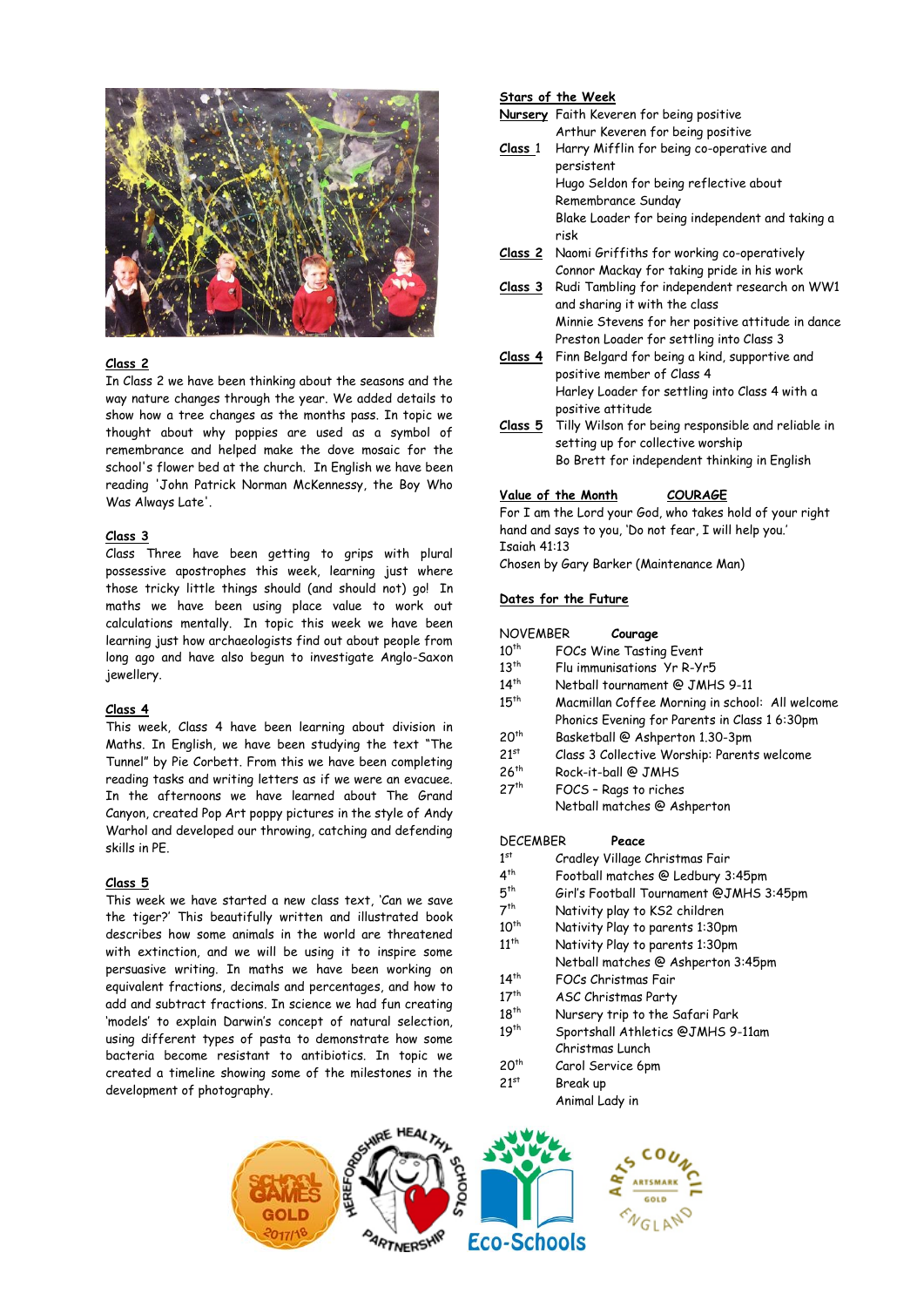## Class 2

In Class 2 we have been thinking about the seasons and the way nature changes through the year. We added details to show how a tree changes as the months pass. In topic we thought about why poppies are used as a symbol of remembrance and helped make the dove mosaic for the school's flower bed at the church. In English we have been reading 'John Patrick Norman McKennessy, the Boy Who Was Always Late'.

## Class 3

Class Three have been getting to grips with plural possessive apostrophes this week, learning just where those tricky little things should (and should not) go! In maths we have been using place value to work out calculations mentally. In topic this week we have been learning just how archaeologists find out about people from long ago and have also begun to investigate Anglo-Saxon jewellery.

## Class 4

This week, Class 4 have been learning about division in Maths. In English, we have been studying the text "The Tunnel" by Pie Corbett. From this we have been completing reading tasks and writing letters as if we were an evacuee. In the afternoons we have learned about The Grand Canyon, created Pop Art poppy pictures in the style of Andy Warhol and developed our throwing, catching and defending skills in PE.

## Class 5

This week we have started a new class text, 'Can we save the tiger?' This beautifully written and illustrated book describes how some animals in the world are threatened with extinction, and we will be using it to inspire some persuasive writing. In maths we have been working on equivalent fractions, decimals and percentages, and how to add and subtract fractions. In science we had fun creating 'models' to explain Darwin's concept of natural selection, using different types of pasta to demonstrate how some bacteria become resistant to antibiotics. In topic we created a timeline showing some of the milestones in the development of photography.

## Stars of the Week

**Nursery** Faith Keveren for being positive
Arthur Keveren for being positive

**Class 1** Harry Mifflin for being co-operative and persistent
Hugo Seldon for being reflective about Remembrance Sunday
Blake Loader for being independent and taking a risk

**Class 2** Naomi Griffiths for working co-operatively
Connor Mackay for taking pride in his work

**Class 3** Rudi Tambling for independent research on WW1 and sharing it with the class
Minnie Stevens for her positive attitude in dance
Preston Loader for settling into Class 3

**Class 4** Finn Belgard for being a kind, supportive and positive member of Class 4
Harley Loader for settling into Class 4 with a positive attitude

**Class 5** Tilly Wilson for being responsible and reliable in setting up for collective worship
Bo Brett for independent thinking in English

## Value of the Month — COURAGE

For I am the Lord your God, who takes hold of your right hand and says to you, 'Do not fear, I will help you.'
Isaiah 41:13
Chosen by Gary Barker (Maintenance Man)

## Dates for the Future

| NOVEMBER | **Courage** |
|---|---|
| 10th | FOCs Wine Tasting Event |
| 13th | Flu immunisations Yr R-Yr5 |
| 14th | Netball tournament @ JMHS 9-11 |
| 15th | Macmillan Coffee Morning in school: All welcome |
| | Phonics Evening for Parents in Class 1 6:30pm |
| 20th | Basketball @ Ashperton 1.30-3pm |
| 21st | Class 3 Collective Worship: Parents welcome |
| 26th | Rock-it-ball @ JMHS |
| 27th | FOCS – Rags to riches |
| | Netball matches @ Ashperton |

| DECEMBER | **Peace** |
|---|---|
| 1st | Cradley Village Christmas Fair |
| 4th | Football matches @ Ledbury 3:45pm |
| 5th | Girl's Football Tournament @JMHS 3:45pm |
| 7th | Nativity play to KS2 children |
| 10th | Nativity Play to parents 1:30pm |
| 11th | Nativity Play to parents 1:30pm |
| | Netball matches @ Ashperton 3:45pm |
| 14th | FOCs Christmas Fair |
| 17th | ASC Christmas Party |
| 18th | Nursery trip to the Safari Park |
| 19th | Sportshall Athletics @JMHS 9-11am |
| | Christmas Lunch |
| 20th | Carol Service 6pm |
| 21st | Break up |
| | Animal Lady in |